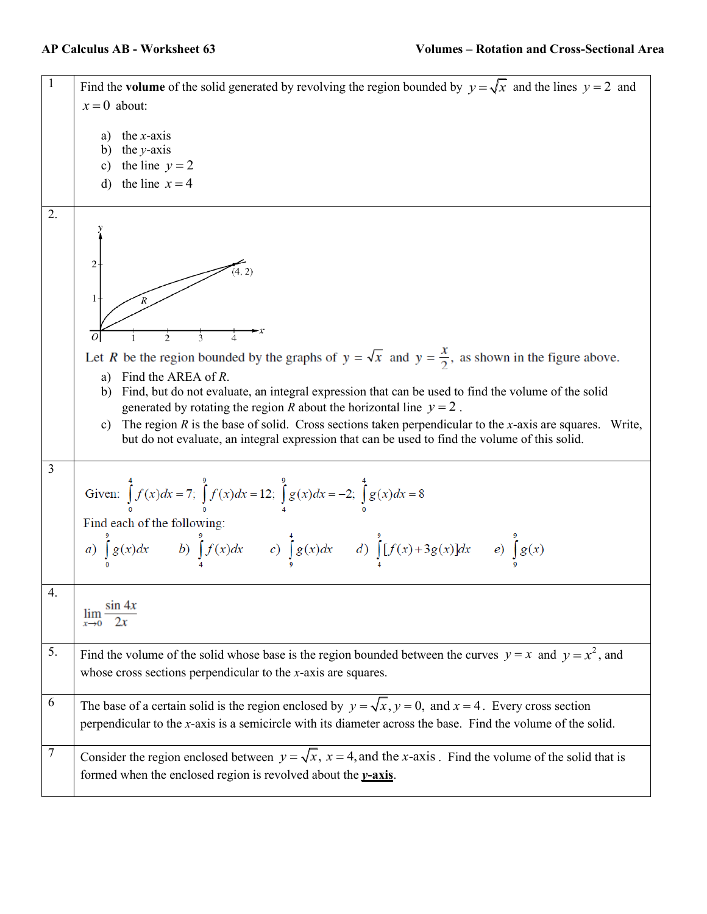**AP Calculus AB - Worksheet 63** **Volumes – Rotation and Cross-Sectional Area**

**1** Find the **volume** of the solid generated by revolving the region bounded by $y = \sqrt{x}$ and the lines $y = 2$ and $x = 0$ about:

a) the $x$-axis
b) the $y$-axis
c) the line $y = 2$
d) the line $x = 4$

**2.** Let $R$ be the region bounded by the graphs of $y = \sqrt{x}$ and $y = \frac{x}{2}$, as shown in the figure above.

a) Find the AREA of $R$.
b) Find, but do not evaluate, an integral expression that can be used to find the volume of the solid generated by rotating the region $R$ about the horizontal line $y = 2$.
c) The region $R$ is the base of solid. Cross sections taken perpendicular to the $x$-axis are squares. Write, but do not evaluate, an integral expression that can be used to find the volume of this solid.

**3** Given: $\int_0^4 f(x)dx = 7$; $\int_0^9 f(x)dx = 12$; $\int_4^9 g(x)dx = -2$; $\int_0^4 g(x)dx = 8$

Find each of the following:

a) $\int_0^9 g(x)dx$ b) $\int_4^9 f(x)dx$ c) $\int_9^4 g(x)dx$ d) $\int_4^9 [f(x)+3g(x)]dx$ e) $\int_9^9 g(x)$

**4.** $\lim_{x \to 0} \frac{\sin 4x}{2x}$

**5.** Find the volume of the solid whose base is the region bounded between the curves $y = x$ and $y = x^2$, and whose cross sections perpendicular to the $x$-axis are squares.

**6** The base of a certain solid is the region enclosed by $y = \sqrt{x}, y = 0,$ and $x = 4$. Every cross section perpendicular to the $x$-axis is a semicircle with its diameter across the base. Find the volume of the solid.

**7** Consider the region enclosed between $y = \sqrt{x}$, $x = 4$, and the $x$-axis. Find the volume of the solid that is formed when the enclosed region is revolved about the **<u>y-axis</u>**.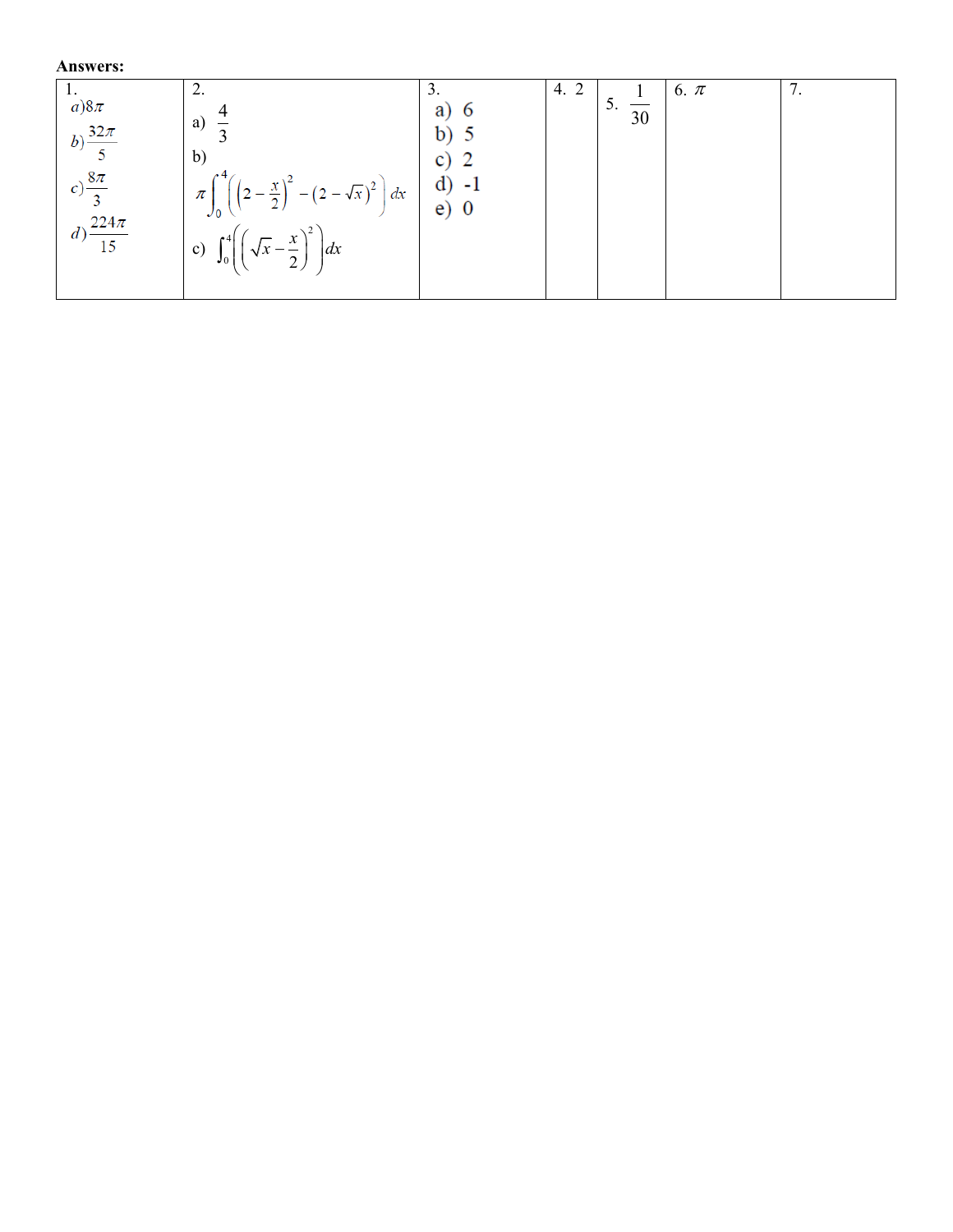**Answers:**

| | | | | | | |
|---|---|---|---|---|---|---|
| 1.<br>$a) 8\pi$<br>$b) \frac{32\pi}{5}$<br>$c) \frac{8\pi}{3}$<br>$d) \frac{224\pi}{15}$ | 2.<br>a) $\frac{4}{3}$<br>b)<br>$\pi \int_0^4 \left( \left(2 - \frac{x}{2}\right)^2 - \left(2 - \sqrt{x}\right)^2 \right) dx$<br>c) $\int_0^4 \left( \left( \sqrt{x} - \frac{x}{2} \right)^2 \right) dx$ | 3.<br>a) 6<br>b) 5<br>c) 2<br>d) -1<br>e) 0 | 4. 2 | 5. $\frac{1}{30}$ | 6. $\pi$ | 7. |